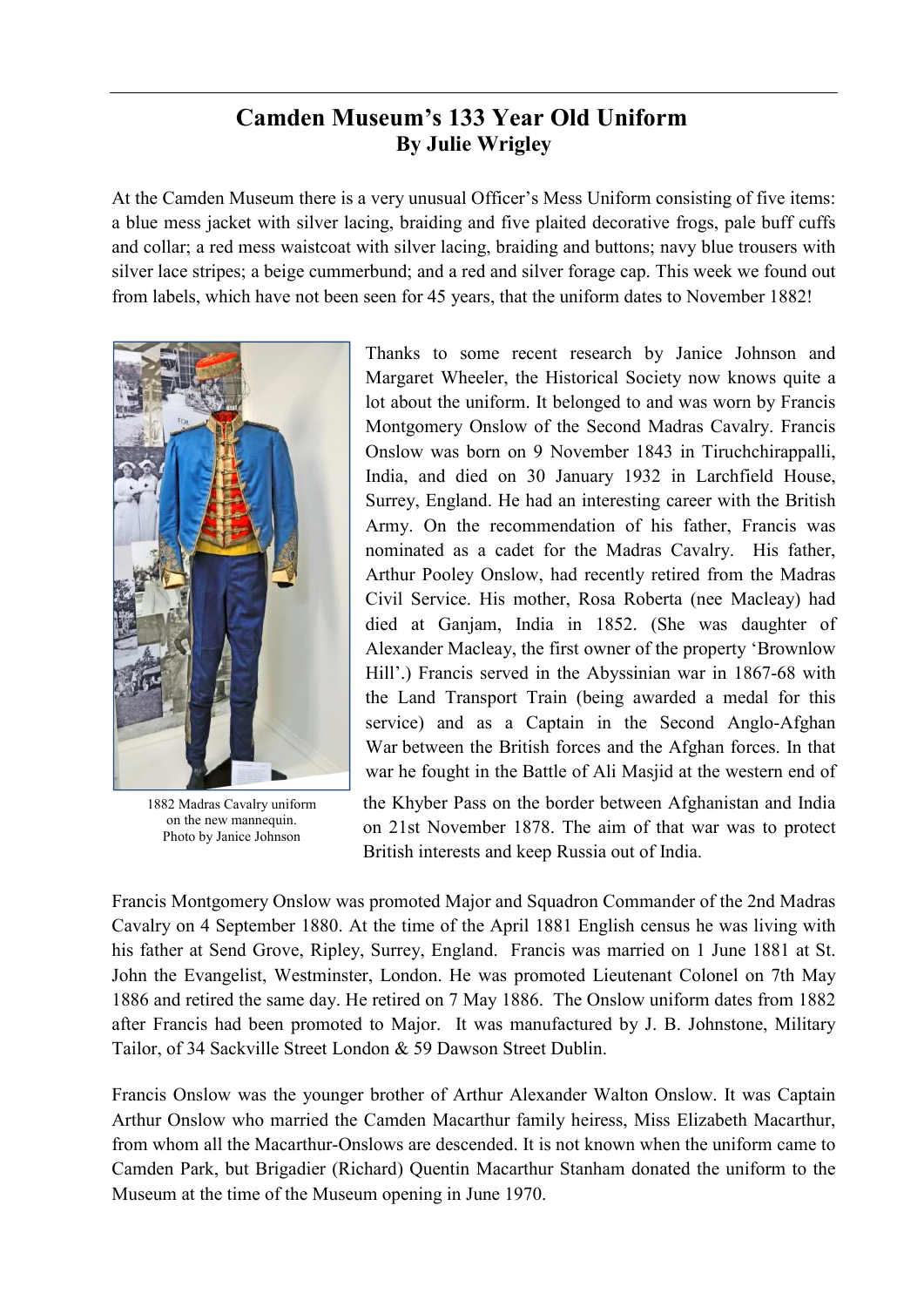# Camden Museum's 133 Year Old Uniform

**By Julie Wrigley**

At the Camden Museum there is a very unusual Officer's Mess Uniform consisting of five items: a blue mess jacket with silver lacing, braiding and five plaited decorative frogs, pale buff cuffs and collar; a red mess waistcoat with silver lacing, braiding and buttons; navy blue trousers with silver lace stripes; a beige cummerbund; and a red and silver forage cap. This week we found out from labels, which have not been seen for 45 years, that the uniform dates to November 1882!

1882 Madras Cavalry uniform on the new mannequin. Photo by Janice Johnson

Thanks to some recent research by Janice Johnson and Margaret Wheeler, the Historical Society now knows quite a lot about the uniform. It belonged to and was worn by Francis Montgomery Onslow of the Second Madras Cavalry. Francis Onslow was born on 9 November 1843 in Tiruchchirappalli, India, and died on 30 January 1932 in Larchfield House, Surrey, England. He had an interesting career with the British Army. On the recommendation of his father, Francis was nominated as a cadet for the Madras Cavalry. His father, Arthur Pooley Onslow, had recently retired from the Madras Civil Service. His mother, Rosa Roberta (nee Macleay) had died at Ganjam, India in 1852. (She was daughter of Alexander Macleay, the first owner of the property 'Brownlow Hill'.) Francis served in the Abyssinian war in 1867-68 with the Land Transport Train (being awarded a medal for this service) and as a Captain in the Second Anglo-Afghan War between the British forces and the Afghan forces. In that war he fought in the Battle of Ali Masjid at the western end of the Khyber Pass on the border between Afghanistan and India on 21st November 1878. The aim of that war was to protect British interests and keep Russia out of India.

Francis Montgomery Onslow was promoted Major and Squadron Commander of the 2nd Madras Cavalry on 4 September 1880. At the time of the April 1881 English census he was living with his father at Send Grove, Ripley, Surrey, England. Francis was married on 1 June 1881 at St. John the Evangelist, Westminster, London. He was promoted Lieutenant Colonel on 7th May 1886 and retired the same day. He retired on 7 May 1886. The Onslow uniform dates from 1882 after Francis had been promoted to Major. It was manufactured by J. B. Johnstone, Military Tailor, of 34 Sackville Street London & 59 Dawson Street Dublin.

Francis Onslow was the younger brother of Arthur Alexander Walton Onslow. It was Captain Arthur Onslow who married the Camden Macarthur family heiress, Miss Elizabeth Macarthur, from whom all the Macarthur-Onslows are descended. It is not known when the uniform came to Camden Park, but Brigadier (Richard) Quentin Macarthur Stanham donated the uniform to the Museum at the time of the Museum opening in June 1970.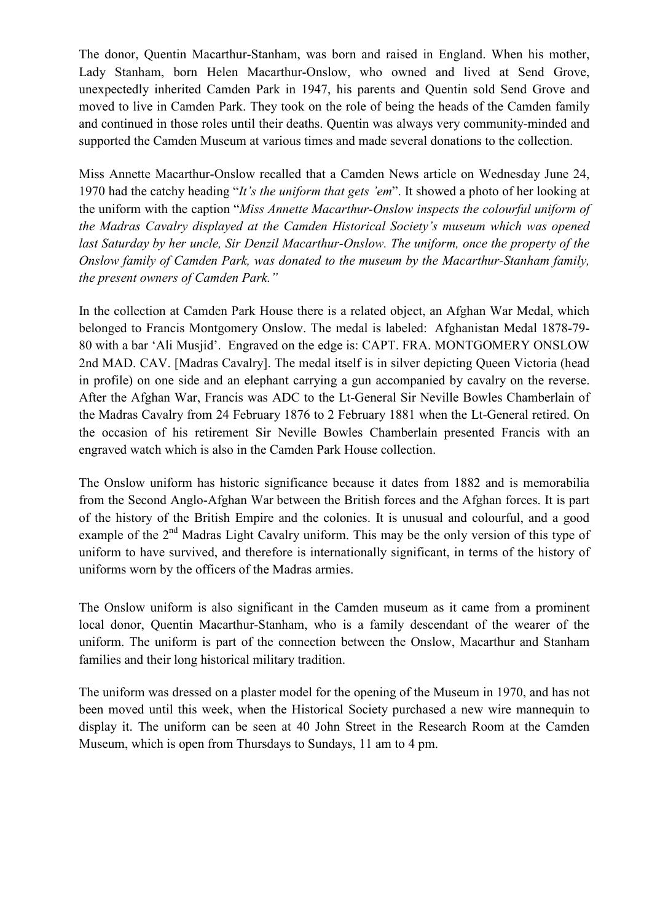The donor, Quentin Macarthur-Stanham, was born and raised in England. When his mother, Lady Stanham, born Helen Macarthur-Onslow, who owned and lived at Send Grove, unexpectedly inherited Camden Park in 1947, his parents and Quentin sold Send Grove and moved to live in Camden Park. They took on the role of being the heads of the Camden family and continued in those roles until their deaths. Quentin was always very community-minded and supported the Camden Museum at various times and made several donations to the collection.

Miss Annette Macarthur-Onslow recalled that a Camden News article on Wednesday June 24, 1970 had the catchy heading "*It's the uniform that gets 'em*". It showed a photo of her looking at the uniform with the caption "*Miss Annette Macarthur-Onslow inspects the colourful uniform of the Madras Cavalry displayed at the Camden Historical Society's museum which was opened last Saturday by her uncle, Sir Denzil Macarthur-Onslow. The uniform, once the property of the Onslow family of Camden Park, was donated to the museum by the Macarthur-Stanham family, the present owners of Camden Park."*

In the collection at Camden Park House there is a related object, an Afghan War Medal, which belonged to Francis Montgomery Onslow. The medal is labeled: Afghanistan Medal 1878-79-80 with a bar 'Ali Musjid'. Engraved on the edge is: CAPT. FRA. MONTGOMERY ONSLOW 2nd MAD. CAV. [Madras Cavalry]. The medal itself is in silver depicting Queen Victoria (head in profile) on one side and an elephant carrying a gun accompanied by cavalry on the reverse. After the Afghan War, Francis was ADC to the Lt-General Sir Neville Bowles Chamberlain of the Madras Cavalry from 24 February 1876 to 2 February 1881 when the Lt-General retired. On the occasion of his retirement Sir Neville Bowles Chamberlain presented Francis with an engraved watch which is also in the Camden Park House collection.

The Onslow uniform has historic significance because it dates from 1882 and is memorabilia from the Second Anglo-Afghan War between the British forces and the Afghan forces. It is part of the history of the British Empire and the colonies. It is unusual and colourful, and a good example of the 2nd Madras Light Cavalry uniform. This may be the only version of this type of uniform to have survived, and therefore is internationally significant, in terms of the history of uniforms worn by the officers of the Madras armies.

The Onslow uniform is also significant in the Camden museum as it came from a prominent local donor, Quentin Macarthur-Stanham, who is a family descendant of the wearer of the uniform. The uniform is part of the connection between the Onslow, Macarthur and Stanham families and their long historical military tradition.

The uniform was dressed on a plaster model for the opening of the Museum in 1970, and has not been moved until this week, when the Historical Society purchased a new wire mannequin to display it. The uniform can be seen at 40 John Street in the Research Room at the Camden Museum, which is open from Thursdays to Sundays, 11 am to 4 pm.